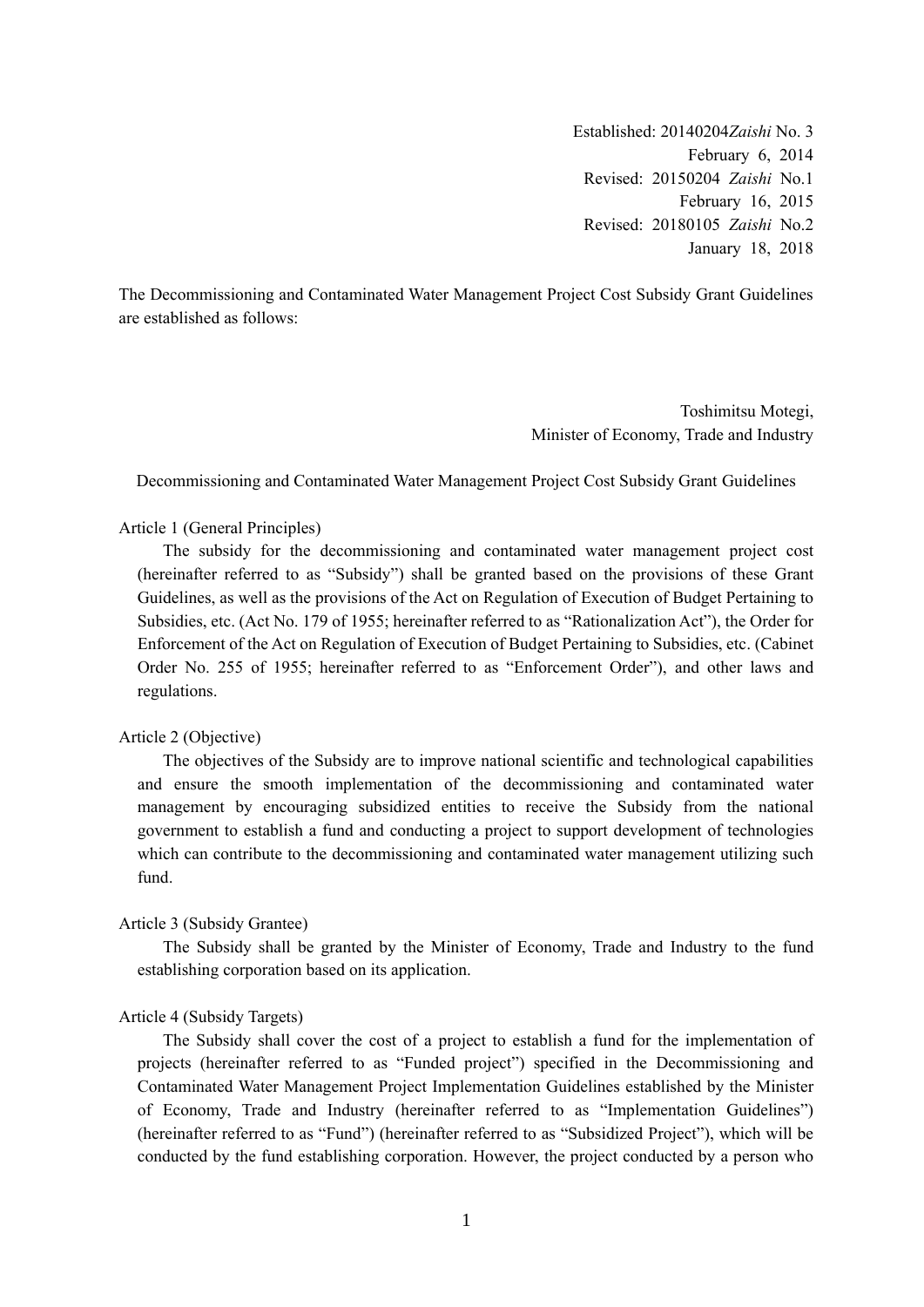Established: 20140204*Zaishi* No. 3
February 6, 2014
Revised: 20150204 *Zaishi* No.1
February 16, 2015
Revised: 20180105 *Zaishi* No.2
January 18, 2018

The Decommissioning and Contaminated Water Management Project Cost Subsidy Grant Guidelines are established as follows:

Toshimitsu Motegi,
Minister of Economy, Trade and Industry

# Decommissioning and Contaminated Water Management Project Cost Subsidy Grant Guidelines

Article 1 (General Principles)

The subsidy for the decommissioning and contaminated water management project cost (hereinafter referred to as "Subsidy") shall be granted based on the provisions of these Grant Guidelines, as well as the provisions of the Act on Regulation of Execution of Budget Pertaining to Subsidies, etc. (Act No. 179 of 1955; hereinafter referred to as "Rationalization Act"), the Order for Enforcement of the Act on Regulation of Execution of Budget Pertaining to Subsidies, etc. (Cabinet Order No. 255 of 1955; hereinafter referred to as "Enforcement Order"), and other laws and regulations.

Article 2 (Objective)

The objectives of the Subsidy are to improve national scientific and technological capabilities and ensure the smooth implementation of the decommissioning and contaminated water management by encouraging subsidized entities to receive the Subsidy from the national government to establish a fund and conducting a project to support development of technologies which can contribute to the decommissioning and contaminated water management utilizing such fund.

Article 3 (Subsidy Grantee)

The Subsidy shall be granted by the Minister of Economy, Trade and Industry to the fund establishing corporation based on its application.

Article 4 (Subsidy Targets)

The Subsidy shall cover the cost of a project to establish a fund for the implementation of projects (hereinafter referred to as "Funded project") specified in the Decommissioning and Contaminated Water Management Project Implementation Guidelines established by the Minister of Economy, Trade and Industry (hereinafter referred to as "Implementation Guidelines") (hereinafter referred to as "Fund") (hereinafter referred to as "Subsidized Project"), which will be conducted by the fund establishing corporation. However, the project conducted by a person who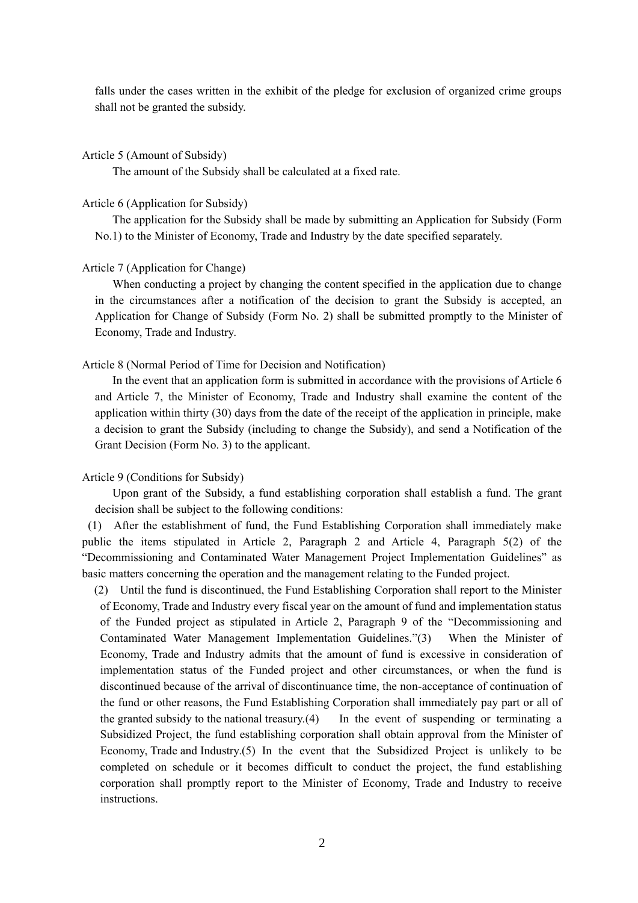falls under the cases written in the exhibit of the pledge for exclusion of organized crime groups shall not be granted the subsidy.

Article 5 (Amount of Subsidy)

The amount of the Subsidy shall be calculated at a fixed rate.

Article 6 (Application for Subsidy)

The application for the Subsidy shall be made by submitting an Application for Subsidy (Form No.1) to the Minister of Economy, Trade and Industry by the date specified separately.

Article 7 (Application for Change)

When conducting a project by changing the content specified in the application due to change in the circumstances after a notification of the decision to grant the Subsidy is accepted, an Application for Change of Subsidy (Form No. 2) shall be submitted promptly to the Minister of Economy, Trade and Industry.

Article 8 (Normal Period of Time for Decision and Notification)

In the event that an application form is submitted in accordance with the provisions of Article 6 and Article 7, the Minister of Economy, Trade and Industry shall examine the content of the application within thirty (30) days from the date of the receipt of the application in principle, make a decision to grant the Subsidy (including to change the Subsidy), and send a Notification of the Grant Decision (Form No. 3) to the applicant.

Article 9 (Conditions for Subsidy)

Upon grant of the Subsidy, a fund establishing corporation shall establish a fund. The grant decision shall be subject to the following conditions:

(1) After the establishment of fund, the Fund Establishing Corporation shall immediately make public the items stipulated in Article 2, Paragraph 2 and Article 4, Paragraph 5(2) of the "Decommissioning and Contaminated Water Management Project Implementation Guidelines" as basic matters concerning the operation and the management relating to the Funded project.

(2) Until the fund is discontinued, the Fund Establishing Corporation shall report to the Minister of Economy, Trade and Industry every fiscal year on the amount of fund and implementation status of the Funded project as stipulated in Article 2, Paragraph 9 of the "Decommissioning and Contaminated Water Management Implementation Guidelines."

(3) When the Minister of Economy, Trade and Industry admits that the amount of fund is excessive in consideration of implementation status of the Funded project and other circumstances, or when the fund is discontinued because of the arrival of discontinuance time, the non-acceptance of continuation of the fund or other reasons, the Fund Establishing Corporation shall immediately pay part or all of the granted subsidy to the national treasury.

(4) In the event of suspending or terminating a Subsidized Project, the fund establishing corporation shall obtain approval from the Minister of Economy, Trade and Industry.

(5) In the event that the Subsidized Project is unlikely to be completed on schedule or it becomes difficult to conduct the project, the fund establishing corporation shall promptly report to the Minister of Economy, Trade and Industry to receive instructions.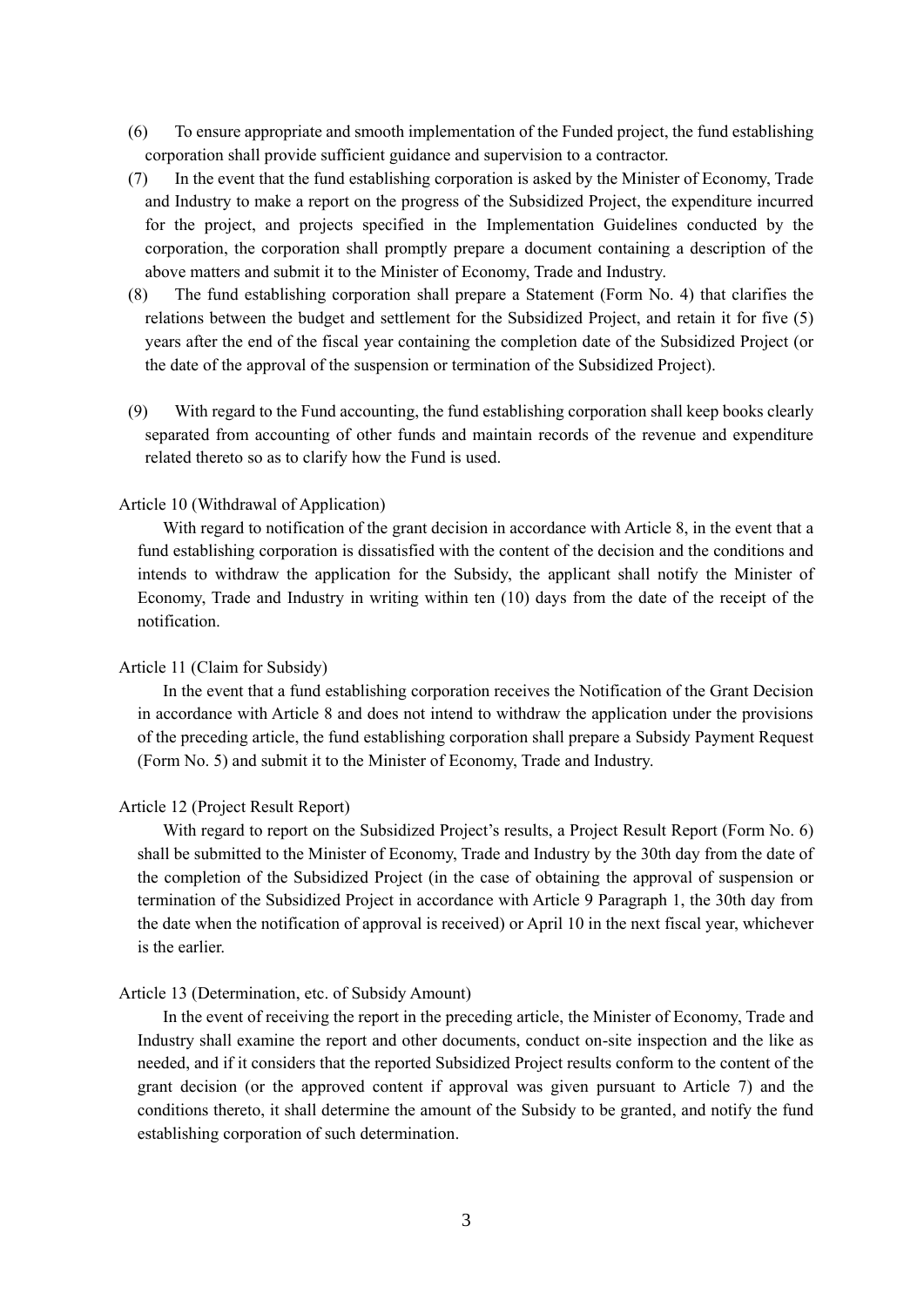(6) To ensure appropriate and smooth implementation of the Funded project, the fund establishing corporation shall provide sufficient guidance and supervision to a contractor.

(7) In the event that the fund establishing corporation is asked by the Minister of Economy, Trade and Industry to make a report on the progress of the Subsidized Project, the expenditure incurred for the project, and projects specified in the Implementation Guidelines conducted by the corporation, the corporation shall promptly prepare a document containing a description of the above matters and submit it to the Minister of Economy, Trade and Industry.

(8) The fund establishing corporation shall prepare a Statement (Form No. 4) that clarifies the relations between the budget and settlement for the Subsidized Project, and retain it for five (5) years after the end of the fiscal year containing the completion date of the Subsidized Project (or the date of the approval of the suspension or termination of the Subsidized Project).

(9) With regard to the Fund accounting, the fund establishing corporation shall keep books clearly separated from accounting of other funds and maintain records of the revenue and expenditure related thereto so as to clarify how the Fund is used.

Article 10 (Withdrawal of Application)

With regard to notification of the grant decision in accordance with Article 8, in the event that a fund establishing corporation is dissatisfied with the content of the decision and the conditions and intends to withdraw the application for the Subsidy, the applicant shall notify the Minister of Economy, Trade and Industry in writing within ten (10) days from the date of the receipt of the notification.

Article 11 (Claim for Subsidy)

In the event that a fund establishing corporation receives the Notification of the Grant Decision in accordance with Article 8 and does not intend to withdraw the application under the provisions of the preceding article, the fund establishing corporation shall prepare a Subsidy Payment Request (Form No. 5) and submit it to the Minister of Economy, Trade and Industry.

Article 12 (Project Result Report)

With regard to report on the Subsidized Project's results, a Project Result Report (Form No. 6) shall be submitted to the Minister of Economy, Trade and Industry by the 30th day from the date of the completion of the Subsidized Project (in the case of obtaining the approval of suspension or termination of the Subsidized Project in accordance with Article 9 Paragraph 1, the 30th day from the date when the notification of approval is received) or April 10 in the next fiscal year, whichever is the earlier.

Article 13 (Determination, etc. of Subsidy Amount)

In the event of receiving the report in the preceding article, the Minister of Economy, Trade and Industry shall examine the report and other documents, conduct on-site inspection and the like as needed, and if it considers that the reported Subsidized Project results conform to the content of the grant decision (or the approved content if approval was given pursuant to Article 7) and the conditions thereto, it shall determine the amount of the Subsidy to be granted, and notify the fund establishing corporation of such determination.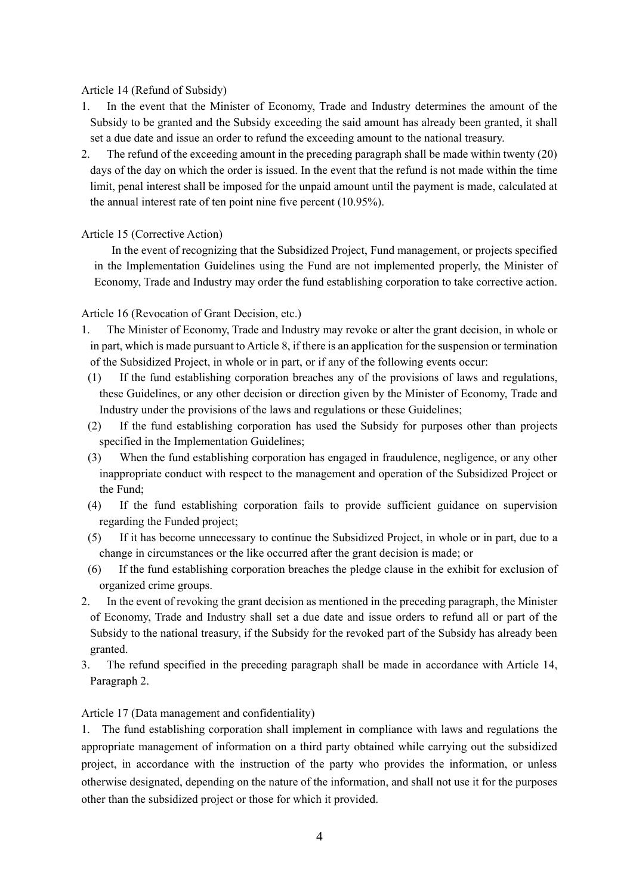Article 14 (Refund of Subsidy)

1. In the event that the Minister of Economy, Trade and Industry determines the amount of the Subsidy to be granted and the Subsidy exceeding the said amount has already been granted, it shall set a due date and issue an order to refund the exceeding amount to the national treasury.
2. The refund of the exceeding amount in the preceding paragraph shall be made within twenty (20) days of the day on which the order is issued. In the event that the refund is not made within the time limit, penal interest shall be imposed for the unpaid amount until the payment is made, calculated at the annual interest rate of ten point nine five percent (10.95%).

Article 15 (Corrective Action)

In the event of recognizing that the Subsidized Project, Fund management, or projects specified in the Implementation Guidelines using the Fund are not implemented properly, the Minister of Economy, Trade and Industry may order the fund establishing corporation to take corrective action.

Article 16 (Revocation of Grant Decision, etc.)

1. The Minister of Economy, Trade and Industry may revoke or alter the grant decision, in whole or in part, which is made pursuant to Article 8, if there is an application for the suspension or termination of the Subsidized Project, in whole or in part, or if any of the following events occur:
   (1) If the fund establishing corporation breaches any of the provisions of laws and regulations, these Guidelines, or any other decision or direction given by the Minister of Economy, Trade and Industry under the provisions of the laws and regulations or these Guidelines;
   (2) If the fund establishing corporation has used the Subsidy for purposes other than projects specified in the Implementation Guidelines;
   (3) When the fund establishing corporation has engaged in fraudulence, negligence, or any other inappropriate conduct with respect to the management and operation of the Subsidized Project or the Fund;
   (4) If the fund establishing corporation fails to provide sufficient guidance on supervision regarding the Funded project;
   (5) If it has become unnecessary to continue the Subsidized Project, in whole or in part, due to a change in circumstances or the like occurred after the grant decision is made; or
   (6) If the fund establishing corporation breaches the pledge clause in the exhibit for exclusion of organized crime groups.
2. In the event of revoking the grant decision as mentioned in the preceding paragraph, the Minister of Economy, Trade and Industry shall set a due date and issue orders to refund all or part of the Subsidy to the national treasury, if the Subsidy for the revoked part of the Subsidy has already been granted.
3. The refund specified in the preceding paragraph shall be made in accordance with Article 14, Paragraph 2.

Article 17 (Data management and confidentiality)

1. The fund establishing corporation shall implement in compliance with laws and regulations the appropriate management of information on a third party obtained while carrying out the subsidized project, in accordance with the instruction of the party who provides the information, or unless otherwise designated, depending on the nature of the information, and shall not use it for the purposes other than the subsidized project or those for which it provided.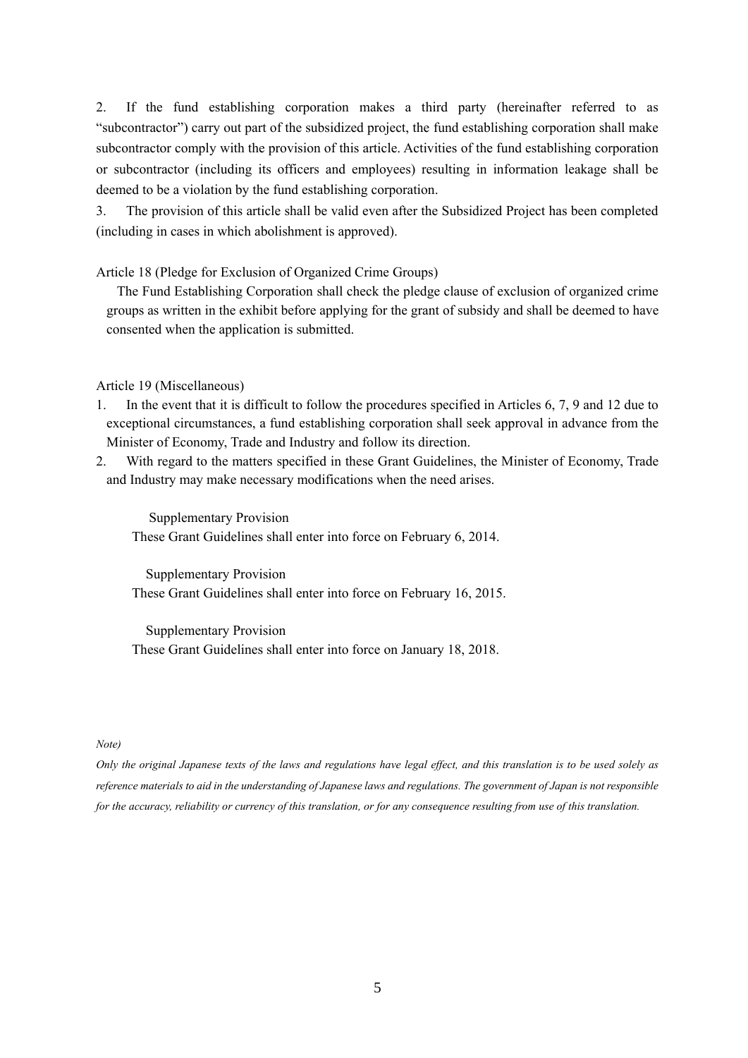2. If the fund establishing corporation makes a third party (hereinafter referred to as "subcontractor") carry out part of the subsidized project, the fund establishing corporation shall make subcontractor comply with the provision of this article. Activities of the fund establishing corporation or subcontractor (including its officers and employees) resulting in information leakage shall be deemed to be a violation by the fund establishing corporation.

3. The provision of this article shall be valid even after the Subsidized Project has been completed (including in cases in which abolishment is approved).

Article 18 (Pledge for Exclusion of Organized Crime Groups)

The Fund Establishing Corporation shall check the pledge clause of exclusion of organized crime groups as written in the exhibit before applying for the grant of subsidy and shall be deemed to have consented when the application is submitted.

Article 19 (Miscellaneous)

1. In the event that it is difficult to follow the procedures specified in Articles 6, 7, 9 and 12 due to exceptional circumstances, a fund establishing corporation shall seek approval in advance from the Minister of Economy, Trade and Industry and follow its direction.
2. With regard to the matters specified in these Grant Guidelines, the Minister of Economy, Trade and Industry may make necessary modifications when the need arises.

Supplementary Provision

These Grant Guidelines shall enter into force on February 6, 2014.

Supplementary Provision

These Grant Guidelines shall enter into force on February 16, 2015.

Supplementary Provision

These Grant Guidelines shall enter into force on January 18, 2018.

*Note)*

*Only the original Japanese texts of the laws and regulations have legal effect, and this translation is to be used solely as reference materials to aid in the understanding of Japanese laws and regulations. The government of Japan is not responsible for the accuracy, reliability or currency of this translation, or for any consequence resulting from use of this translation.*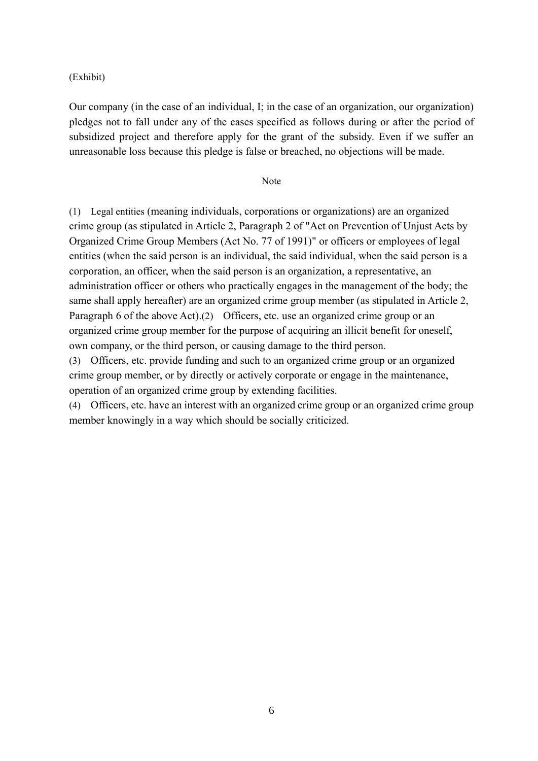(Exhibit)

Our company (in the case of an individual, I; in the case of an organization, our organization) pledges not to fall under any of the cases specified as follows during or after the period of subsidized project and therefore apply for the grant of the subsidy. Even if we suffer an unreasonable loss because this pledge is false or breached, no objections will be made.

Note

(1) Legal entities (meaning individuals, corporations or organizations) are an organized crime group (as stipulated in Article 2, Paragraph 2 of "Act on Prevention of Unjust Acts by Organized Crime Group Members (Act No. 77 of 1991)" or officers or employees of legal entities (when the said person is an individual, the said individual, when the said person is a corporation, an officer, when the said person is an organization, a representative, an administration officer or others who practically engages in the management of the body; the same shall apply hereafter) are an organized crime group member (as stipulated in Article 2, Paragraph 6 of the above Act).

(2) Officers, etc. use an organized crime group or an organized crime group member for the purpose of acquiring an illicit benefit for oneself, own company, or the third person, or causing damage to the third person.

(3) Officers, etc. provide funding and such to an organized crime group or an organized crime group member, or by directly or actively corporate or engage in the maintenance, operation of an organized crime group by extending facilities.

(4) Officers, etc. have an interest with an organized crime group or an organized crime group member knowingly in a way which should be socially criticized.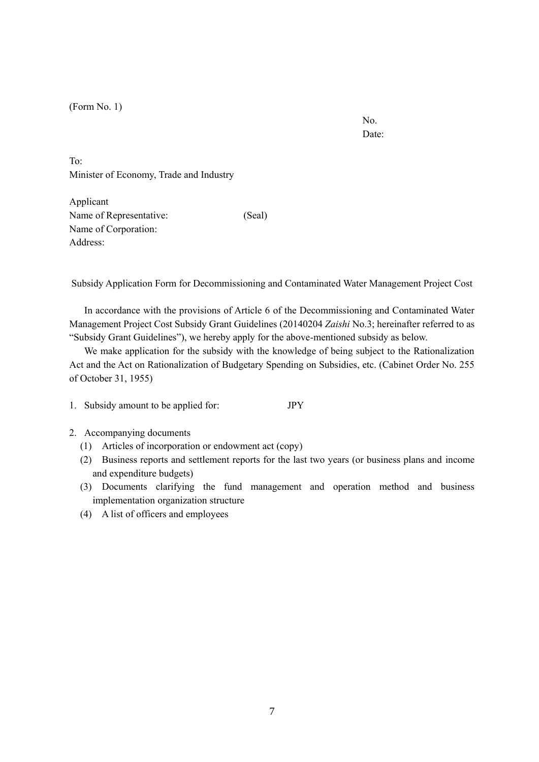(Form No. 1)

No.
Date:

To:
Minister of Economy, Trade and Industry

Applicant
Name of Representative: (Seal)
Name of Corporation:
Address:

Subsidy Application Form for Decommissioning and Contaminated Water Management Project Cost

In accordance with the provisions of Article 6 of the Decommissioning and Contaminated Water Management Project Cost Subsidy Grant Guidelines (20140204 *Zaishi* No.3; hereinafter referred to as "Subsidy Grant Guidelines"), we hereby apply for the above-mentioned subsidy as below.

We make application for the subsidy with the knowledge of being subject to the Rationalization Act and the Act on Rationalization of Budgetary Spending on Subsidies, etc. (Cabinet Order No. 255 of October 31, 1955)

1. Subsidy amount to be applied for: JPY

2. Accompanying documents
   (1) Articles of incorporation or endowment act (copy)
   (2) Business reports and settlement reports for the last two years (or business plans and income and expenditure budgets)
   (3) Documents clarifying the fund management and operation method and business implementation organization structure
   (4) A list of officers and employees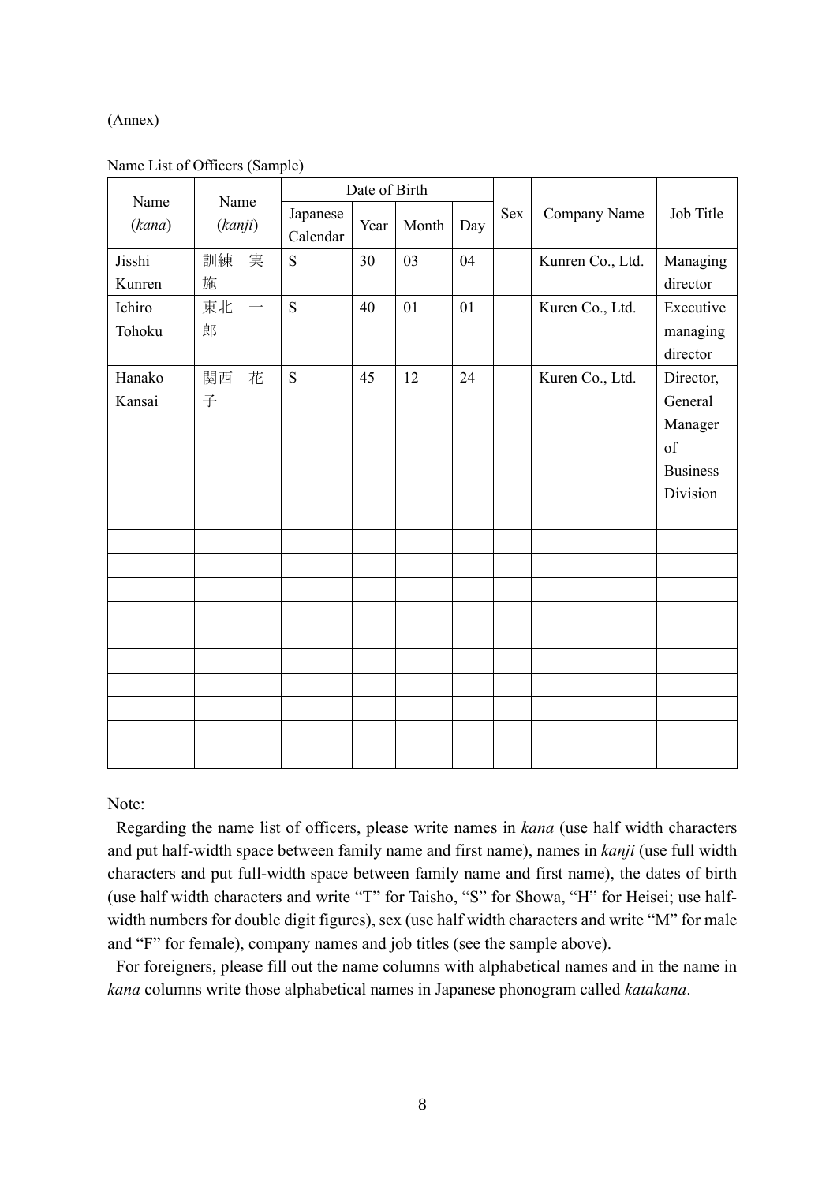(Annex)

Name List of Officers (Sample)

| Name (*kana*) | Name (*kanji*) | Date of Birth | | | | Sex | Company Name | Job Title |
|---|---|---|---|---|---|---|---|---|
| | | Japanese Calendar | Year | Month | Day | | | |
| Jisshi Kunren | 訓練　実施 | S | 30 | 03 | 04 | | Kunren Co., Ltd. | Managing director |
| Ichiro Tohoku | 東北　一郎 | S | 40 | 01 | 01 | | Kuren Co., Ltd. | Executive managing director |
| Hanako Kansai | 関西　花子 | S | 45 | 12 | 24 | | Kuren Co., Ltd. | Director, General Manager of Business Division |
| | | | | | | | | |
| | | | | | | | | |
| | | | | | | | | |
| | | | | | | | | |
| | | | | | | | | |
| | | | | | | | | |
| | | | | | | | | |
| | | | | | | | | |
| | | | | | | | | |
| | | | | | | | | |
| | | | | | | | | |

Note:

Regarding the name list of officers, please write names in *kana* (use half width characters and put half-width space between family name and first name), names in *kanji* (use full width characters and put full-width space between family name and first name), the dates of birth (use half width characters and write "T" for Taisho, "S" for Showa, "H" for Heisei; use half-width numbers for double digit figures), sex (use half width characters and write "M" for male and "F" for female), company names and job titles (see the sample above).

For foreigners, please fill out the name columns with alphabetical names and in the name in *kana* columns write those alphabetical names in Japanese phonogram called *katakana*.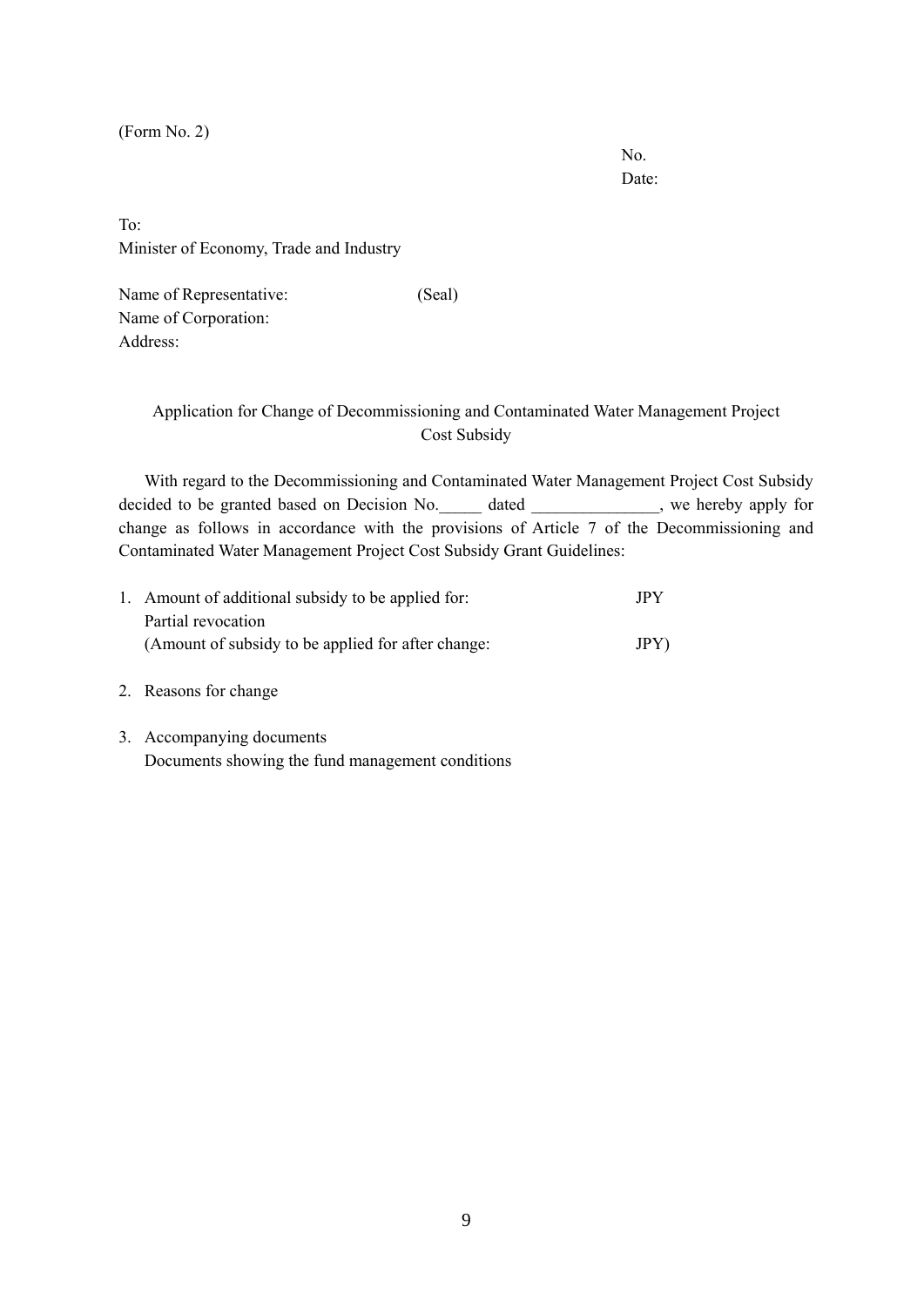(Form No. 2)

No.
Date:

To:
Minister of Economy, Trade and Industry

Name of Representative: (Seal)
Name of Corporation:
Address:

Application for Change of Decommissioning and Contaminated Water Management Project Cost Subsidy

With regard to the Decommissioning and Contaminated Water Management Project Cost Subsidy decided to be granted based on Decision No._____ dated _______________, we hereby apply for change as follows in accordance with the provisions of Article 7 of the Decommissioning and Contaminated Water Management Project Cost Subsidy Grant Guidelines:

1. Amount of additional subsidy to be applied for: JPY
   Partial revocation
   (Amount of subsidy to be applied for after change: JPY)

2. Reasons for change

3. Accompanying documents
   Documents showing the fund management conditions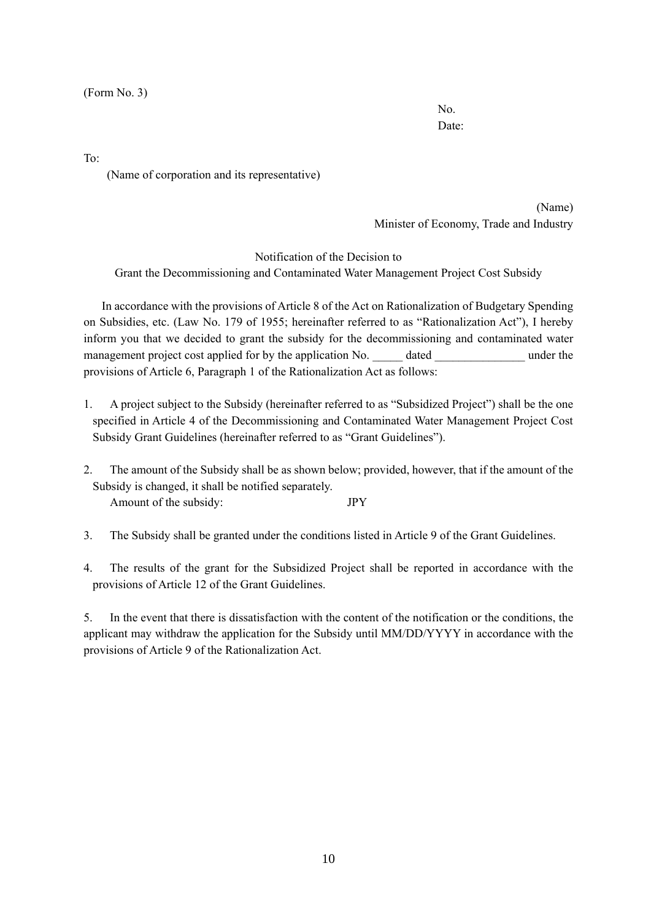(Form No. 3)

No.
Date:

To:
(Name of corporation and its representative)

(Name)
Minister of Economy, Trade and Industry

Notification of the Decision to
Grant the Decommissioning and Contaminated Water Management Project Cost Subsidy

In accordance with the provisions of Article 8 of the Act on Rationalization of Budgetary Spending on Subsidies, etc. (Law No. 179 of 1955; hereinafter referred to as "Rationalization Act"), I hereby inform you that we decided to grant the subsidy for the decommissioning and contaminated water management project cost applied for by the application No. _____ dated _______________ under the provisions of Article 6, Paragraph 1 of the Rationalization Act as follows:

1. A project subject to the Subsidy (hereinafter referred to as "Subsidized Project") shall be the one specified in Article 4 of the Decommissioning and Contaminated Water Management Project Cost Subsidy Grant Guidelines (hereinafter referred to as "Grant Guidelines").

2. The amount of the Subsidy shall be as shown below; provided, however, that if the amount of the Subsidy is changed, it shall be notified separately.
   Amount of the subsidy: JPY

3. The Subsidy shall be granted under the conditions listed in Article 9 of the Grant Guidelines.

4. The results of the grant for the Subsidized Project shall be reported in accordance with the provisions of Article 12 of the Grant Guidelines.

5. In the event that there is dissatisfaction with the content of the notification or the conditions, the applicant may withdraw the application for the Subsidy until MM/DD/YYYY in accordance with the provisions of Article 9 of the Rationalization Act.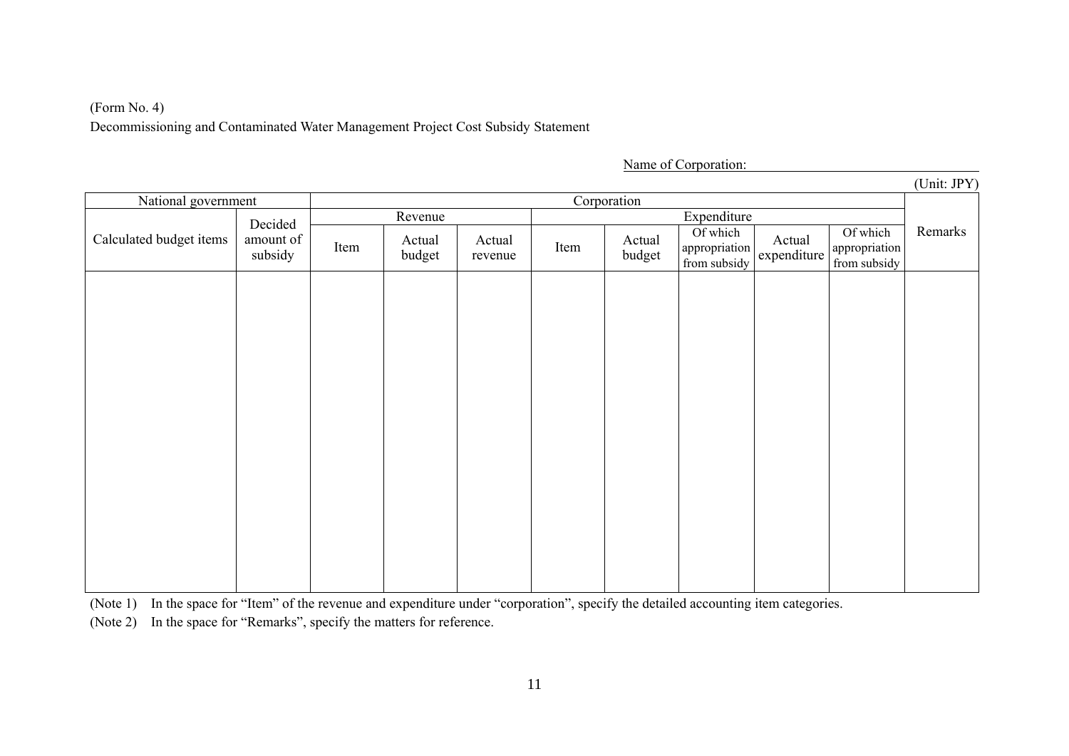(Form No. 4)

Decommissioning and Contaminated Water Management Project Cost Subsidy Statement

Name of Corporation: 

(Unit: JPY)

| National government | | Corporation | | | | | | | | | Remarks |
|---|---|---|---|---|---|---|---|---|---|---|---|
| Calculated budget items | Decided amount of subsidy | Revenue | | | Expenditure | | | | | | |
| | | Item | Actual budget | Actual revenue | Item | Actual budget | Of which appropriation from subsidy | Actual expenditure | Of which appropriation from subsidy | | |
| | | | | | | | | | | | |

(Note 1) In the space for "Item" of the revenue and expenditure under "corporation", specify the detailed accounting item categories.

(Note 2) In the space for "Remarks", specify the matters for reference.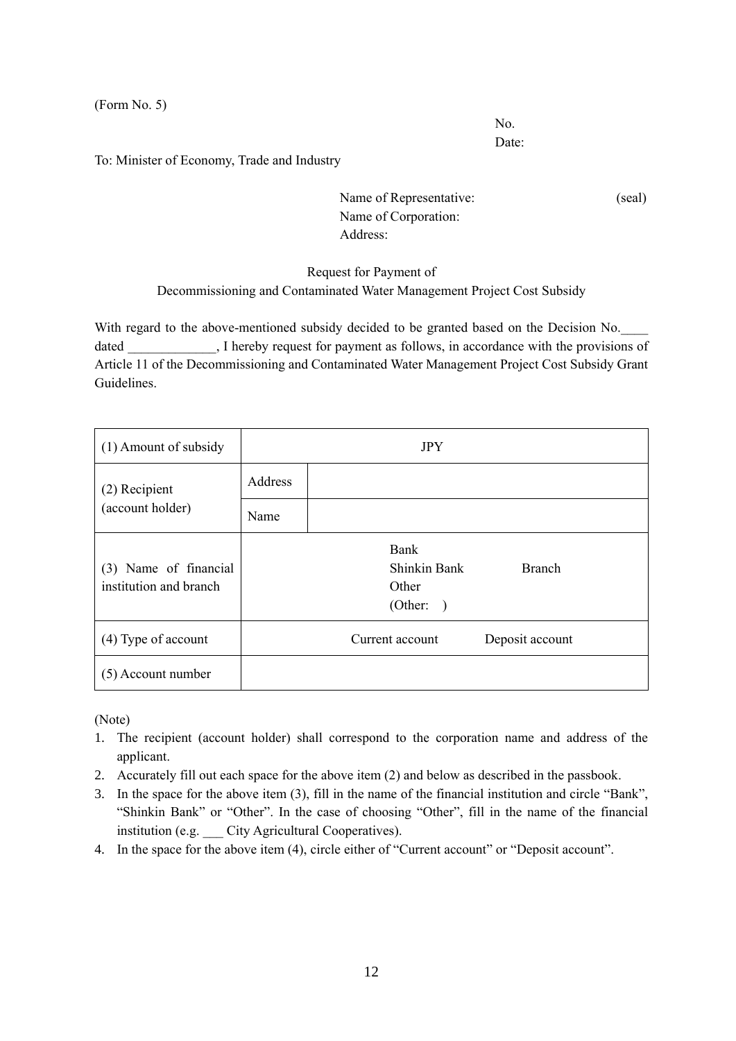(Form No. 5)

No.
Date:

To: Minister of Economy, Trade and Industry

Name of Representative: (seal)
Name of Corporation:
Address:

Request for Payment of
Decommissioning and Contaminated Water Management Project Cost Subsidy

With regard to the above-mentioned subsidy decided to be granted based on the Decision No.____ dated _____________, I hereby request for payment as follows, in accordance with the provisions of Article 11 of the Decommissioning and Contaminated Water Management Project Cost Subsidy Grant Guidelines.

| (1) Amount of subsidy | JPY | |
|---|---|---|
| (2) Recipient (account holder) | Address | |
| | Name | |
| (3) Name of financial institution and branch | Bank<br>Shinkin Bank Branch<br>Other<br>(Other: ) | |
| (4) Type of account | Current account Deposit account | |
| (5) Account number | | |

(Note)

1. The recipient (account holder) shall correspond to the corporation name and address of the applicant.
2. Accurately fill out each space for the above item (2) and below as described in the passbook.
3. In the space for the above item (3), fill in the name of the financial institution and circle "Bank", "Shinkin Bank" or "Other". In the case of choosing "Other", fill in the name of the financial institution (e.g. ___ City Agricultural Cooperatives).
4. In the space for the above item (4), circle either of "Current account" or "Deposit account".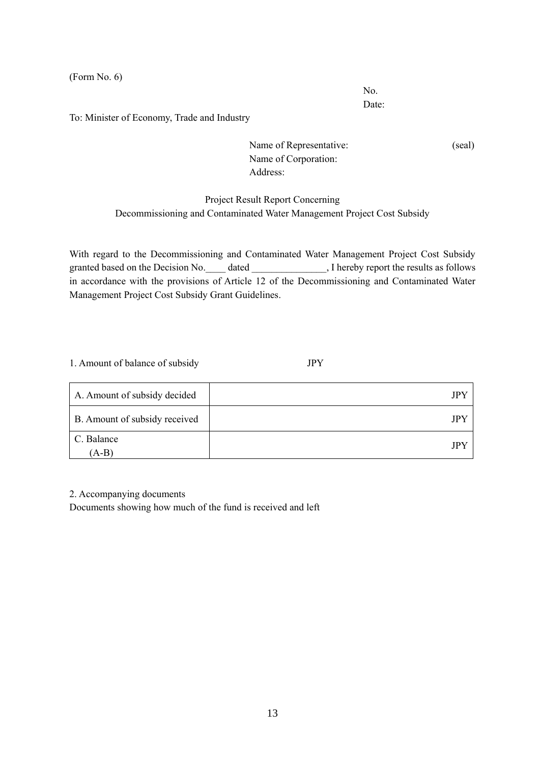(Form No. 6)

No.
Date:

To: Minister of Economy, Trade and Industry

Name of Representative: (seal)
Name of Corporation:
Address:

Project Result Report Concerning
Decommissioning and Contaminated Water Management Project Cost Subsidy

With regard to the Decommissioning and Contaminated Water Management Project Cost Subsidy granted based on the Decision No.____ dated _______________, I hereby report the results as follows in accordance with the provisions of Article 12 of the Decommissioning and Contaminated Water Management Project Cost Subsidy Grant Guidelines.

1. Amount of balance of subsidy JPY

| | |
|---|---|
| A. Amount of subsidy decided | JPY |
| B. Amount of subsidy received | JPY |
| C. Balance (A-B) | JPY |

2. Accompanying documents
Documents showing how much of the fund is received and left